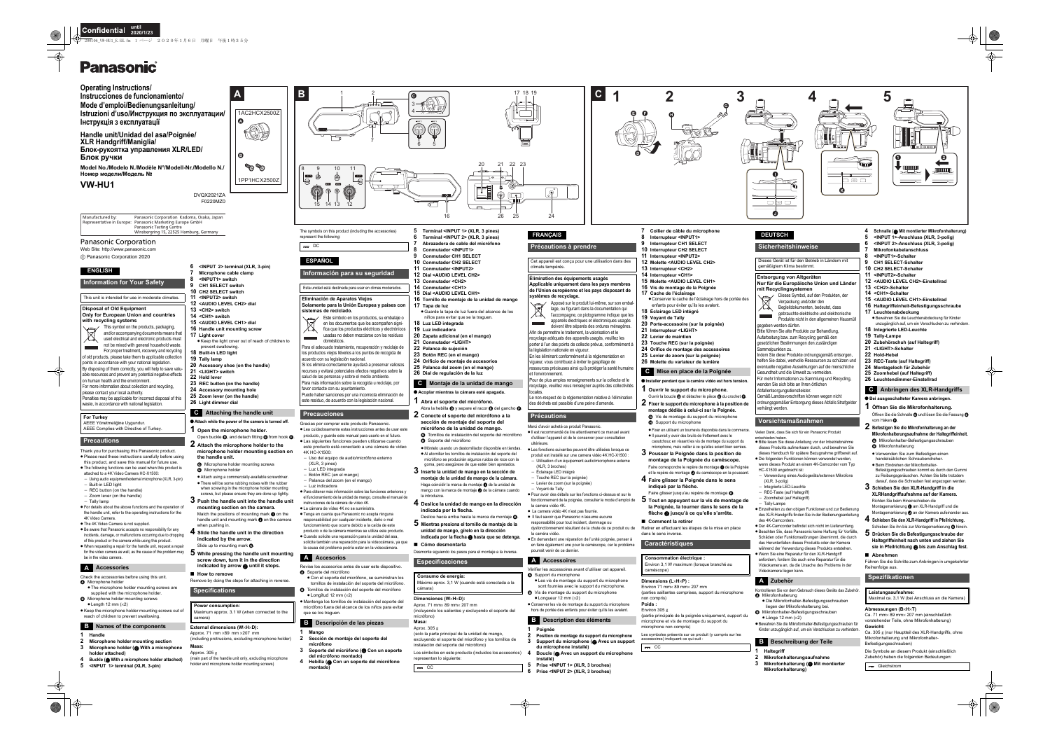Panasonic

**Operating Instructions/**
**Instrucciones de funcionamiento/**
**Mode d'emploi/Bedienungsanleitung/**
**Istruzioni d'uso/Инструкция по эксплуатации/**
**Інструкція з експлуатації**

**Handle unit/Unidad del asa/Poignée/**
**XLR Handgriff/Maniglia/**
**Блок-рукоятка управления XLR/LED/**
**Блок ручки**

**Model No./Modelo N./Modèle N°/Modell-Nr./Modello N./**
**Номер модели/Модель №**

# VW-HU1

DVQX2021ZA
F0220MZ0

| | |
|---|---|
| Manufactured by: | Panasonic Corporation Kadoma, Osaka, Japan |
| Representative in Europe: | Panasonic Marketing Europe GmbH Panasonic Testing Centre Winsbergring 15, 22525 Hamburg, Germany |

Panasonic Corporation
Web Site: http://www.panasonic.com
© Panasonic Corporation 2020

## ENGLISH

### Information for Your Safety

This unit is intended for use in moderate climates.

**Disposal of Old Equipment**
**Only for European Union and countries with recycling systems**

This symbol on the products, packaging, and/or accompanying documents means that used electrical and electronic products must not be mixed with general household waste.
For proper treatment, recovery and recycling of old products, please take them to applicable collection points in accordance with your national legislation.
By disposing of them correctly, you will help to save valuable resources and prevent any potential negative effects on human health and the environment.
For more information about collection and recycling, please contact your local authority.
Penalties may be applicable for incorrect disposal of this waste, in accordance with national legislation.

**For Turkey**
AEEE Yönetmeliğine Uygundur.
AEEE Complies with Directive of Turkey.

### Precautions

Thank you for purchasing this Panasonic product.
- Please read these instructions carefully before using this product, and save this manual for future use.
- The following functions can be used when this product is attached to a 4K Video Camera HC-X1500:
  – Using audio equipment/external microphone (XLR, 3-pin)
  – Built-in LED light
  – REC button (on the handle)
  – Zoom lever (on the handle)
  – Tally lamp
- For details about the above functions and the operation of the handle unit, refer to the operating instructions for the 4K Video Camera.
- The 4K Video Camera is not supplied.
- Be aware that Panasonic accepts no responsibility for any incidents, damage, or malfunctions occurring due to dropping of this product or the camera while using this product.
- When requesting a repair for the handle unit, request a repair for the video camera as well, as the cause of the problem may be in the video camera.

### A Accessories

Check the accessories before using this unit.
Ⓐ Microphone holder
- The microphone holder mounting screws are supplied with the microphone holder.

Ⓑ Microphone holder mounting screws
- Length 12 mm (×2)

- Keep the microphone holder mounting screws out of reach of children to prevent swallowing.

### B Names of the components

1 **Handle**
2 **Microphone holder mounting section**
3 **Microphone holder (● With a microphone holder attached)**
4 **Buckle (● With a microphone holder attached)**
5 **<INPUT 1> terminal (XLR, 3-pin)**
6 **<INPUT 2> terminal (XLR, 3-pin)**
7 **Microphone cable clamp**
8 **<INPUT1> switch**
9 **CH1 SELECT switch**
10 **CH2 SELECT switch**
11 **<INPUT2> switch**
12 **<AUDIO LEVEL CH2> dial**
13 **<CH2> switch**
14 **<CH1> switch**
15 **<AUDIO LEVEL CH1> dial**
16 **Handle unit mounting screw**
17 **Light cover**
- Keep the light cover out of reach of children to prevent swallowing.

18 **Built-in LED light**
19 **Tally lamp**
20 **Accessory shoe (on the handle)**
21 **<LIGHT> switch**
22 **Hold lever**
23 **REC button (on the handle)**
24 **Accessory mounting hole**
25 **Zoom lever (on the handle)**
26 **Light dimmer dial**

### C Attaching the handle unit

● **Attach while the power of the camera is turned off.**

**1 Open the microphone holder.**
Open buckle Ⓓ, and detach fitting Ⓔ from hook Ⓕ.

**2 Attach the microphone holder to the microphone holder mounting section on the handle unit.**
Ⓖ Microphone holder mounting screws
Ⓗ Microphone holder
- Attach using a commercially-available screwdriver.
- There will be some rubbing noises with the rubber when screwing in the microphone holder mounting screws, but please ensure they are done up tightly.

**3 Push the handle unit into the handle unit mounting section on the camera.**
Match the positions of mounting mark Ⓘ on the handle unit and mounting mark Ⓙ on the camera when pushing in.

**4 Slide the handle unit in the direction indicated by the arrow.**
Slide up to mounting mark Ⓚ.

**5 While pressing the handle unit mounting screw down, turn it in the direction indicated by arrow Ⓛ until it stops.**

■ **How to remove**
Remove by doing the steps for attaching in reverse.

### Specifications

**Power consumption:**
Maximum approx. 3.1 W (when connected to the camera)

**External dimensions (W×H×D):**
Approx. 71 mm ×89 mm ×207 mm
(including protrusions, excluding microphone holder)
**Mass:**
Approx. 305 g
(main part of the handle unit only, excluding microphone holder and microphone holder mounting screws)

The symbols on this product (including the accessories) represent the following:

⎓ DC

## ESPAÑOL

### Información para su seguridad

Esta unidad está destinada para usar en climas moderados.

**Eliminación de Aparatos Viejos**
**Solamente para la Unión Europea y países con sistemas de reciclado.**

Este símbolo en los productos, su embalaje o en los documentos que los acompañen significa que los productos eléctricos y electrónicos usadas no deben mezclarse con los residuos domésticos.
Para el adecuado tratamiento, recuperación y reciclaje de los productos viejos llévelos a los puntos de recogida de acuerdo con su legislación nacional.
Si los elimina correctamente ayudará a preservar valiosos recursos y evitará potenciales efectos negativos sobre la salud de las personas y sobre el medio ambiente.
Para más información sobre la recogida u reciclaje, por favor contacte con su ayuntamiento.
Puede haber sanciones por una incorrecta eliminación de este residuo, de acuerdo con la legislación nacional.

### Precauciones

Gracias por comprar este producto Panasonic.
- Lea cuidadosamente estas instrucciones antes de usar este producto, y guarde este manual para usarlo en el futuro.
- Las siguientes funciones pueden utilizarse cuando este producto está conectado a una cámara de vídeo 4K HC-X1500:
  – Uso del equipo de audio/micrófono externo (XLR, 3 pines)
  – Luz LED integrada
  – Botón REC (en el mango)
  – Palanca del zoom (en el mango)
  – Luz indicadora
- Para obtener más información sobre las funciones anteriores y el funcionamiento de la unidad de mango, consulte el manual de instrucciones de la cámara de vídeo 4K.
- La cámara de vídeo 4K no se suministra.
- Tenga en cuenta que Panasonic no acepta ninguna responsabilidad por cualquier incidente, daño o mal funcionamiento que ocurra debido a la caída de este producto o de la cámara mientras se utiliza este producto.
- Cuando solicite una reparación para la unidad del asa, solicite también una reparación para la videocámara, ya que la causa del problema podría estar en la videocámara.

### A Accesorios

Revise los accesorios antes de usar este dispositivo.
Ⓐ Soporte del micrófono
- Con el soporte del micrófono, se suministran los tornillos de instalación del soporte del micrófono.

Ⓑ Tornillos de instalación del soporte del micrófono
- Longitud 12 mm (×2)

- Mantenga los tornillos de instalación del soporte del micrófono fuera del alcance de los niños para evitar que se los traguen.

### B Descripción de las piezas

1 **Mango**
2 **Sección de montaje del soporte del micrófono**
3 **Soporte del micrófono (● Con un soporte del micrófono montado)**
4 **Hebilla (● Con un soporte del micrófono montado)**
5 **Terminal <INPUT 1> (XLR, 3 pines)**
6 **Terminal <INPUT 2> (XLR, 3 pines)**
7 **Abrazadera de cable del micrófono**
8 **Conmutador <INPUT1>**
9 **Conmutador CH1 SELECT**
10 **Conmutador CH2 SELECT**
11 **Conmutador <INPUT2>**
12 **Dial <AUDIO LEVEL CH2>**
13 **Conmutador <CH2>**
14 **Conmutador <CH1>**
15 **Dial <AUDIO LEVEL CH1>**
16 **Tornillo de montaje de la unidad de mango**
17 **Tapa de luz**
- Guarde la tapa de luz fuera del alcance de los niños para evitar que se la traguen.

18 **Luz LED integrada**
19 **Luz indicadora**
20 **Zapata adicional (en el mango)**
21 **Conmutador <LIGHT>**
22 **Palanca de sujeción**
23 **Botón REC (en el mango)**
24 **Orificio de montaje de accesorios**
25 **Palanca del zoom (en el mango)**
26 **Dial de regulación de la luz**

### C Montaje de la unidad de mango

● **Acoplar mientras la cámara esté apagada.**

**1 Abra el soporte del micrófono.**
Abra la hebilla Ⓓ y separe el racor Ⓔ del gancho Ⓕ.

**2 Conecte el soporte del micrófono a la sección de montaje del soporte del micrófono de la unidad de mango.**
Ⓖ Tornillos de instalación del soporte del micrófono
Ⓗ Soporte del micrófono
- Montelo usando un destornillador disponible en tiendas
- Al atornillar los tornillos de instalación del soporte del micrófono se producirán algunos ruidos de roce con la goma, pero asegúrese de que estén bien apretados.

**3 Inserte la unidad de mango en la sección de montaje de la unidad de mango de la cámara.**
Haga coincidir la marca de montaje Ⓘ de la unidad de mango con la marca de montaje Ⓙ de la cámara cuando la introduzca.

**4 Deslice la unidad de mango en la dirección indicada por la flecha.**
Deslice hacia arriba hasta la marca de montaje Ⓚ.

**5 Mientras presiona el tornillo de montaje de la unidad de mango, gírelo en la dirección indicada por la flecha Ⓛ hasta que se detenga.**

■ **Cómo desmontarla**
Desmonte siguiendo los pasos para el montaje a la inversa.

### Especificaciones

**Consumo de energía:**
Máximo aprox. 3,1 W (cuando está conectada a la cámara)

**Dimensiones (W×H×D):**
Aprox. 71 mm× 89 mm× 207 mm
(incluyendo los salientes y excluyendo el soporte del micrófono)
**Masa:**
Aprox. 305 g
(solo la parte principal de la unidad de mango, excluyendo el soporte del micrófono y los tornillos de instalación del soporte del micrófono)

Los símbolos en este producto (incluidos los accesorios) representan lo siguiente:

⎓ CC

## FRANÇAIS

### Précautions à prendre

Cet appareil est conçu pour une utilisation dans des climats tempérés.

**Élimination des équipements usagés**
**Applicable uniquement dans les pays membres de l'Union européenne et les pays disposant de systèmes de recyclage.**

Apposé sur le produit lui-même, sur son emballage, ou figurant dans la documentation qui l'accompagne, ce pictogramme indique que les appareils électriques et électroniques usagés doivent être séparés des ordures ménagères.
Afin de permettre le traitement, la valorisation et le recyclage adéquats des appareils usagés, veuillez les porter à l'un des points de collecte prévus, conformément à la législation nationale en vigueur.
En les éliminant conformément à la réglementation en vigueur, vous contribuez à éviter le gaspillage de ressources précieuses ainsi qu'à protéger la santé humaine et l'environnement.
Pour de plus amples renseignements sur la collecte et le recyclage, veuillez vous renseigner auprès des collectivités locales.
Le non-respect de la réglementation relative à l'élimination des déchets est passible d'une peine d'amende.

### Précautions

Merci d'avoir acheté ce produit Panasonic.
- Il est recommandé de lire attentivement ce manuel avant d'utiliser l'appareil et de le conserver pour consultation ultérieure.
- Les fonctions suivantes peuvent être utilisées lorsque ce produit est installé sur une caméra vidéo 4K HC-X1500 :
  – Utilisation d'un équipement audio/microphone externe (XLR, 3 broches)
  – Éclairage LED intégré
  – Touche REC (sur la poignée)
  – Levier de zoom (sur la poignée)
  – Voyant de Tally
- Pour avoir des détails sur les fonctions ci-dessus et sur le fonctionnement de la poignée, consultez le mode d'emploi de la caméra vidéo 4K.
- La caméra vidéo 4K n'est pas fournie.
- Il faut savoir que Panasonic n'assume aucune responsabilité pour tout incident, dommage ou dysfonctionnement résultant de la chute de ce produit ou de la caméra vidéo.
- En demandant une réparation de l'unité poignée, penser à en faire également une pour le caméscope, car le problème pourrait venir de ce dernier.

### A Accessoires

Vérifier les accessoires avant d'utiliser cet appareil.
Ⓐ Support du microphone
- Les vis de montage du support du microphone sont fournies avec le support du microphone.

Ⓑ Vis de montage du support du microphone
- Longueur 12 mm (×2)

- Conserver les vis de montage du support du microphone hors de portée des enfants pour éviter qu'ils les avalent.

### B Description des éléments

1 **Poignée**
2 **Position de montage du support du microphone**
3 **Support du microphone (● Avec un support du microphone installé)**
4 **Boucle (● Avec un support du microphone installé)**
5 **Prise <INPUT 1> (XLR, 3 broches)**
6 **Prise <INPUT 2> (XLR, 3 broches)**
7 **Collier de câble du microphone**
8 **Interrupteur <INPUT1>**
9 **Interrupteur CH1 SELECT**
10 **Interrupteur CH2 SELECT**
11 **Interrupteur <INPUT2>**
12 **Molette <AUDIO LEVEL CH2>**
13 **Interrupteur <CH2>**
14 **Interrupteur <CH1>**
15 **Molette <AUDIO LEVEL CH1>**
16 **Vis de montage de la Poignée**
17 **Cache de l'éclairage**
- Conserver le cache de l'éclairage hors de portée des enfants pour éviter qu'ils les avalent.

18 **Éclairage LED intégré**
19 **Voyant de Tally**
20 **Porte-accessoire (sur la poignée)**
21 **Interrupteur <LIGHT>**
22 **Levier de maintien**
23 **Touche REC (sur la poignée)**
24 **Orifice de montage des accessoires**
25 **Levier de zoom (sur la poignée)**
26 **Molette du variateur de lumière**

### C Mise en place de la Poignée

● **Installer pendant que la caméra vidéo est hors tension.**

**1 Ouvrir le support du microphone.**
Ouvrir la boucle Ⓓ et détacher le pièce Ⓔ du crochet Ⓕ.

**2 Fixer le support du microphone à la position de montage dédiée à celui-ci sur la Poignée.**
Ⓖ Vis de montage du support du microphone
Ⓗ Support du microphone
- Fixer en utilisant un tournevis disponible dans le commerce.
- Il pourrait y avoir des bruits de frottement avec le caoutchouc en vissant les vis de montage du support du microphone, mais veiller à ce qu'elles soient bien serrées.

**3 Pousser la Poignée dans la position de montage de la Poignée du caméscope.**
Faire correspondre le repère de montage Ⓘ de la Poignée et le repère de montage Ⓙ du caméscope en la poussant.

**4 Faire glisser la Poignée dans le sens indiqué par la flèche.**
Faire glisser jusqu'au repère de montage Ⓚ.

**5 Tout en appuyant sur la vis de montage de la Poignée, la tourner dans le sens de la flèche Ⓛ jusqu'à ce qu'elle s'arrête.**

■ **Comment la retirer**
Retirer en effectuant les étapes de la mise en place dans le sens inverse.

### Caractéristiques

**Consommation électrique :**
Environ 3,1 W maximum (lorsque branché au caméscope)

**Dimensions (L×H×P) :**
Environ 71 mm× 89 mm× 207 mm
(parties saillantes comprises, support du microphone non compris)
**Poids :**
Environ 305 g
(partie principale de la poignée uniquement, support du microphone et vis de montage du support du microphone non compris)

Les symboles présents sur ce produit (y compris sur les accessoires) indiquent ce qui suit :

⎓ CC

## DEUTSCH

### Sicherheitshinweise

Dieses Gerät ist für den Betrieb in Ländern mit gemäßigtem Klima bestimmt.

**Entsorgung von Altgeräten**
**Nur für die Europäische Union und Länder mit Recyclingsystemen**

Dieses Symbol, auf den Produkten, der Verpackung und/oder den Begleitdokumenten, bedeutet, dass gebrauchte elektrische und elektronische Produkte nicht in den allgemeinen Hausmüll gegeben werden dürfen.
Bitte führen Sie alte Produkte zur Behandlung, Aufarbeitung bzw. zum Recycling gemäß den gesetzlichen Bestimmungen den zuständigen Sammelpunkten zu.
Indem Sie diese Produkte ordnungsgemäß entsorgen, helfen Sie dabei, wertvolle Ressourcen zu schützen und eventuelle negative Auswirkungen auf die menschliche Gesundheit und die Umwelt zu vermeiden.
Für mehr Informationen zu Sammlung und Recycling, wenden Sie sich bitte an Ihren örtlichen Abfallentsorgungsdienstleister.
Gemäß Landesvorschriften können wegen nicht ordnungsgemäßer Entsorgung dieses Abfalls Strafgelder verhängt werden.

### Vorsichtsmaßnahmen

Vielen Dank, dass Sie sich für ein Panasonic Produkt entschieden haben.
- Bitte lesen Sie diese Anleitung vor der Inbetriebnahme dieses Produkts aufmerksam durch, und bewahren Sie dieses Handbuch für späteren Bezugnahme griffbereit auf.
- Die folgenden Funktionen können verwendet werden, wenn dieses Produkt an einem 4K-Camcorder vom Typ HC-X1500 angebracht ist:
  – Verwendung eines Audiogeräts/externen Mikrofons (XLR, 3-polig)
  – Integrierte LED-Leuchte
  – REC-Taste (auf Haltegriff)
  – Zoomhebel (auf Haltegriff)
  – Tally-Lampe
- Einzelheiten zu den obigen Funktionen und zur Bedienung des XLR-Handgriffs finden Sie in der Bedienungsanleitung des 4K-Camcorders.
- Der 4K-Camcorder befindet sich nicht im Lieferumfang.
- Beachten Sie, dass Panasonic keine Haftung für Vorfälle, Schäden oder Funktionsstörungen übernimmt, die durch das Herunterfallen dieses Produkts oder der Kamera während der Verwendung dieses Produkts entstehen.
- Wenn Sie eine Reparatur für den XLR-Handgriff anfordern, fordern Sie auch eine Reparatur für die Videokamera an, da die Ursache des Problems in der Videokamera liegen kann.

### A Zubehör

Kontrollieren Sie vor dem Gebrauch dieses Geräts das Zubehör.
Ⓐ Mikrofonhalterung
- Die Mikrofonhalter-Befestigungsschrauben liegen der Mikrofonhalterung bei.

Ⓑ Mikrofonhalter-Befestigungsschrauben
- Länge 12 mm (×2)

- Bewahren Sie die Mikrofonhalter-Befestigungsschrauben für Kinder unzugänglich auf, um ein Verschlucken zu verhindern.

### B Beschreibung der Teile

1 **Haltegriff**
2 **Mikrofonhalterungsaufnahme**
3 **Mikrofonhalterung (● Mit montierter Mikrofonhalterung)**
4 **Schnalle (● Mit montierter Mikrofonhalterung)**
5 **<INPUT 1>-Anschluss (XLR, 3-polig)**
6 **<INPUT 2>-Anschluss (XLR, 3-polig)**
7 **Mikrofonkabelanschluss**
8 **<INPUT1>-Schalter**
9 **CH1 SELECT-Schalter**
10 **CH2 SELECT-Schalter**
11 **<INPUT2>-Schalter**
12 **<AUDIO LEVEL CH2>-Einstellrad**
13 **<CH2>-Schalter**
14 **<CH1>-Schalter**
15 **<AUDIO LEVEL CH1>-Einstellrad**
16 **Haltegriffeinheit-Befestigungsschraube**
17 **Leuchtenabdeckung**
- Bewahren Sie die Leuchtenabdeckung für Kinder unzugänglich auf, um ein Verschlucken zu verhindern.

18 **Integrierte LED-Leuchte**
19 **Tally-Lampe**
20 **Zubehörschuh (auf Haltegriff)**
21 **<LIGHT>-Schalter**
22 **Hold-Hebel**
23 **REC-Taste (auf Haltegriff)**
24 **Montageloch für Zubehör**
25 **Zoomhebel (auf Haltegriff)**
26 **Leuchtendimmer-Einstellrad**

### C Anbringen des XLR-Handgriffs

● **Bei ausgeschalteter Kamera anbringen.**

**1 Öffnen Sie die Mikrofonhalterung.**
Öffnen Sie die Schnalle Ⓓ und lösen Sie die Fassung Ⓔ vom Haken Ⓕ.

**2 Befestigen Sie die Mikrofonhalterung an der Mikrofonhalterungsaufnahme der Haltegriffeinheit.**
Ⓖ Mikrofonhalter-Befestigungsschrauben
Ⓗ Mikrofonhalterung
- Verwenden Sie zum Befestigen einen handelsüblichen Schraubendreher.
- Beim Eindrehen der Mikrofonhalter-Befestigungsschrauben kommt es durch den Gummi zu Reibungsgeräuschen. Achten Sie bitte trotzdem darauf, dass die Schrauben fest angezogen werden.

**3 Schieben Sie den XLR-Handgriff in die XLRHandgriffaufnahme auf der Kamera.**
Richten Sie beim Hineinschieben die Montagemarkierung Ⓘ am XLR-Handgriff und die Montagemarkierung Ⓙ an der Kamera aufeinander aus.

**4 Schieben Sie den XLR-Handgriff in Pfeilrichtung.**
Schieben Sie ihn bis zur Montagemarkierung Ⓚ hinein.

**5 Drücken Sie die Befestigungsschraube der Haltegriffeinheit nach unten und ziehen Sie sie in Pfeilrichtung Ⓛ bis zum Anschlag fest.**

■ **Abnehmen**
Führen Sie die Schritte zum Anbringen in umgekehrter Reihenfolge aus.

### Spezifikationen

**Leistungsaufnahme:**
Maximal ca. 3,1 W (bei Anschluss an die Kamera)

**Abmessungen (B×H×T)**
Ca. 71 mm× 89 mm× 207 mm (einschließlich vorstehender Teile, ohne Mikrofonhalterung)
**Gewicht:**
Ca. 305 g (nur Hauptteil des XLR-Handgriffs, ohne Mikrofonhalterung und Mikrofonhalter-Befestigungsschrauben)

Die Symbole an diesem Produkt (einschließlich Zubehör) haben die folgenden Bedeutungen:

⎓ Gleichstrom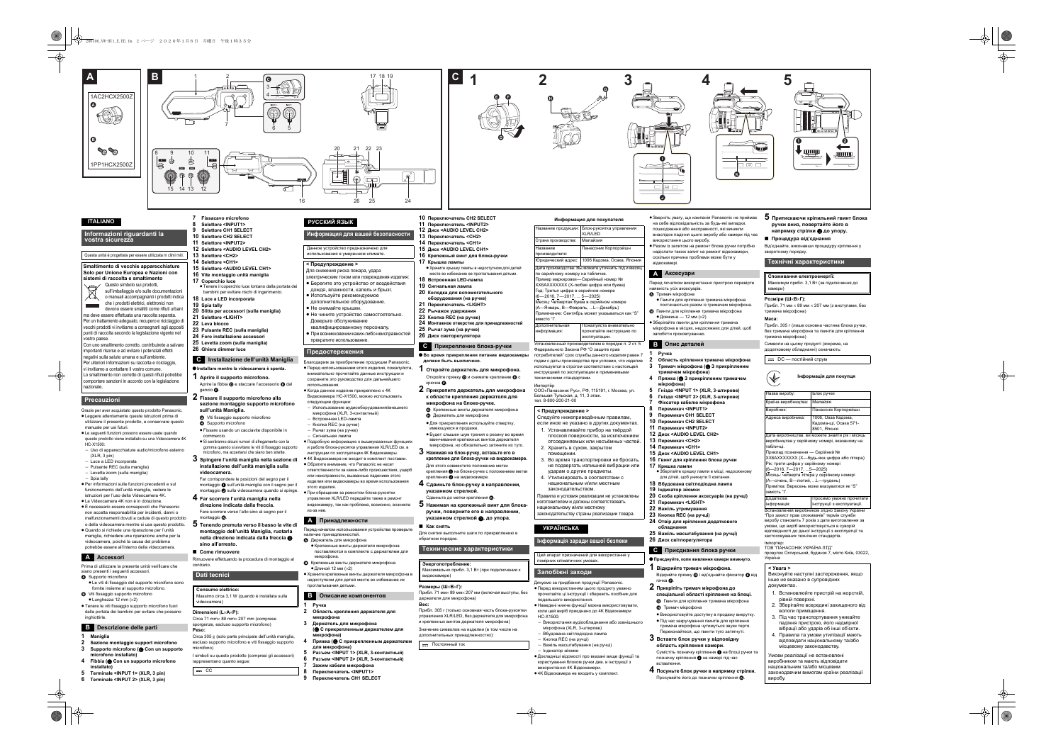A

1AC2HCX2500Z

1PP1HCX2500Z

## ITALIANO

### Informazioni riguardanti la vostra sicurezza

Questa unità è progettata per essere utilizzata in climi miti.

**Smaltimento di vecchie apparecchiature Solo per Unione Europea e Nazioni con sistemi di raccolta e smaltimento**

Questo simbolo sui prodotti, sull'imballaggio e/o sulle documentazioni o manuali accompagnanti i prodotti indica che i prodotti elettrici, elettronici non devono essere smaltiti come rifiuti urbani ma deve essere effettuata una raccolta separata.
Per un trattamento adeguato, recupero e riciclaggio di vecchi prodotti vi invitiamo a consegnarli agli appositi punti di raccolta secondo la legislazione vigente nel vostro paese.
Con uno smaltimento corretto, contribuirete a salvare importanti risorse e ad evitare i potenziali effetti negativi sulla salute umana e sull'ambiente.
Per ulteriori informazioni su raccolta e riciclaggio, vi invitiamo a contattare il vostro comune.
Lo smaltimento non corretto di questi rifiuti potrebbe comportare sanzioni in accordo con la legislazione nazionale.

### Precauzioni

Grazie per aver acquistato questo prodotto Panasonic.
- Leggere attentamente queste istruzioni prima di utilizzare il presente prodotto, e conservare questo manuale per usi futuri.
- Le seguenti funzioni possono essere usate quando questo prodotto viene installato su una Videocamera 4K HC-X1500:
  – Uso di apparecchiature audio/microfono esterno (XLR, 3 pin)
  – Luce a LED incorporata
  – Pulsante REC (sulla maniglia)
  – Levetta zoom (sulla maniglia)
  – Spia tally
- Per informazioni sulle funzioni precedenti e sul funzionamento dell'unità maniglia, vedere le istruzioni per l'uso della Videocamera 4K.
- La Videocamera 4K non è in dotazione.
- È necessario essere consapevoli che Panasonic non accetta responsabilità per incidenti, danni o malfunzionamenti dovuti a cadute di questo prodotto o della videocamera mentre si usa questo prodotto.
- Quando si richiede una riparazione per l'unità maniglia, richiedere una riparazione anche per la videocamera, poiché la causa del problema potrebbe essere all'interno della videocamera.

### A Accessori

Prima di utilizzare la presente unità verificare che siano presenti i seguenti accessori.
Ⓐ Supporto microfono
- Le viti di fissaggio del supporto microfono sono fornite insieme al supporto microfono.

Ⓑ Viti fissaggio supporto microfono
- Lunghezza 12 mm (×2)
- Tenere le viti fissaggio supporto microfono fuori dalla portata dei bambini per evitare che possano inghiottirle.

### B Descrizione delle parti

1 **Maniglia**
2 **Sezione montaggio supporto microfono**
3 **Supporto microfono (Ⓒ Con un supporto microfono installato)**
4 **Fibbia (Ⓒ Con un supporto microfono installato)**
5 **Terminale <INPUT 1> (XLR, 3 pin)**
6 **Terminale <INPUT 2> (XLR, 3 pin)**
7 **Fissacavo microfono**
8 **Selettore <INPUT1>**
9 **Selettore CH1 SELECT**
10 **Selettore CH2 SELECT**
11 **Selettore <INPUT2>**
12 **Selettore <AUDIO LEVEL CH2>**
13 **Selettore <CH2>**
14 **Selettore <CH1>**
15 **Selettore <AUDIO LEVEL CH1>**
16 **Vite montaggio unità maniglia**
17 **Coperchio luce**
- Tenere il coperchio luce lontano dalla portata dei bambini per evitare rischi di ingerimento.

18 **Luce a LED incorporata**
19 **Spia tally**
20 **Slitta per accessori (sulla maniglia)**
21 **Selettore <LIGHT>**
22 **Leva blocco**
23 **Pulsante REC (sulla maniglia)**
24 **Foro installazione accessori**
25 **Levetta zoom (sulla maniglia)**
26 **Ghiera dimmer luce**

### C Installazione dell'unità Maniglia

- **Installare mentre la videocamera è spenta.**

**1 Aprire il supporto microfono.**
Aprire la fibbia Ⓓ e staccare l'accessorio Ⓔ dal gancio Ⓕ.

**2 Fissare il supporto microfono alla sezione montaggio supporto microfono sull'unità Maniglia.**
Ⓖ Viti fissaggio supporto microfono
Ⓗ Supporto microfono
- Fissare usando un cacciavite disponibile in commercio.
- Si sentiranno alcuni rumori di sfregamento con la gomma quando si avvitano le viti di fissaggio supporto microfono, ma accertarsi che siano ben strette.

**3 Spingere l'unità maniglia nella sezione di installazione dell'unità maniglia sulla videocamera.**
Far corrispondere le posizioni del segno per il montaggio Ⓘ sull'unità maniglia con il segno per il montaggio Ⓙ sulla videocamera quando si spinge.

**4 Far scorrere l'unità maniglia nella direzione indicata dalla freccia.**
Fare scorrere verso l'alto sino al segno per il montaggio Ⓚ.

**5 Tenendo premuta verso il basso la vite di montaggio dell'unità Maniglia, ruotarla nella direzione indicata dalla freccia Ⓛ sino all'arresto.**

■ **Come rimuovere**
Rimuovere effettuando la procedura di montaggio al contrario.

### Dati tecnici

**Consumo elettrico:**
Massimo circa 3,1 W (quando è installata sulla videocamera)

**Dimensioni (L×A×P):**
Circa 71 mm× 89 mm× 207 mm (comprese sporgenze, escluso supporto microfono)
**Peso:**
Circa 305 g (solo parte principale dell'unità maniglia, escluso supporto microfono e viti fissaggio supporto microfono)
I simboli su questo prodotto (compresi gli accessori) rappresentano quanto segue:
⎓ CC

## РУССКИЙ ЯЗЫК

### Информация для вашей безопасности

Данное устройство предназначено для использования в умеренном климате.

**< Предупреждение >**
Для снижения риска пожара, удара электрическим током или повреждения изделия:
- Берегите это устройство от воздействия дождя, влажности, капель и брызг.
- Используйте рекомендуемое дополнительное оборудование.
- Не снимайте крышки.
- Не чините устройство самостоятельно. Доверьте обслуживание квалифицированному персоналу.
- При возникновении каких-либо неисправностей прекратите использование.

### Предостережения

Благодарим за приобретение продукции Panasonic.
- Перед использованием этого изделия, пожалуйста, внимательно прочитайте данные инструкции и сохраните это руководство для дальнейшего использования.
- Когда данное изделие прикреплено к 4K Видеокамере HC-X1500, можно использовать следующие функции:
  – Использование аудиооборудования/внешнего микрофона (XLR, 3-контактный)
  – Встроенная LED-лампа
  – Кнопка REC (на ручке)
  – Рычаг зума (на ручке)
  – Сигнальная лампа
- Подробную информацию о вышеуказанных функциях и работе блока-рукоятки управления XLR/LED см. в инструкции по эксплуатации 4K Видеокамеры.
- 4K Видеокамера не входит в комплект поставки.
- Обратите внимание, что Panasonic не несет ответственности за какие-либо происшествия, ущерб или неисправности, вызванные падением этого изделия или видеокамеры во время использования этого изделия.
- При обращении за ремонтом блока-рукоятки управления XLR/LED передайте также в ремонт видеокамеру, так как проблема, возможно, возникла из-за нее.

### A Принадлежности

Перед началом использования устройства проверьте наличие принадлежностей.
Ⓐ Держатель для микрофона
- Крепежные винты держателя микрофона поставляются в комплекте с держателем для микрофона.

Ⓑ Крепежные винты держателя микрофона
- Длина 12 мм (×2)
- Храните крепежные винты держателя микрофона в недоступном для детей месте во избежание их проглатывания детьми.

### B Описание компонентов

1 **Ручка**
2 **Область крепления держателя для микрофона**
3 **Держатель для микрофона (Ⓒ С прикрепленным держателем для микрофона)**
4 **Пряжка (Ⓒ С прикрепленным держателем для микрофона)**
5 **Разъем <INPUT 1> (XLR, 3-контактный)**
6 **Разъем <INPUT 2> (XLR, 3-контактный)**
7 **Зажим кабеля микрофона**
8 **Переключатель <INPUT1>**
9 **Переключатель CH1 SELECT**
10 **Переключатель CH2 SELECT**
11 **Переключатель <INPUT2>**
12 **Диск <AUDIO LEVEL CH2>**
13 **Переключатель <CH2>**
14 **Переключатель <CH1>**
15 **Диск <AUDIO LEVEL CH1>**
16 **Крепежный винт для блока-ручки**
17 **Крышка лампы**
- Храните крышку лампы в недоступном для детей месте во избежание ее проглатывания детьми.

18 **Встроенная LED-лампа**
19 **Сигнальная лампа**
20 **Колодка для вспомогательного оборудования (на ручке)**
21 **Переключатель <LIGHT>**
22 **Рычажок удержания**
23 **Кнопка REC (на ручке)**
24 **Монтажное отверстие для принадлежностей**
25 **Рычаг зума (на ручке)**
26 **Диск светорегулятора**

### C Прикрепление блока-ручки

- **Во время прикрепления питание видеокамеры должно быть выключено.**

**1 Откройте держатель для микрофона.**
Откройте пряжку Ⓓ и снимите крепление Ⓔ с крючка Ⓕ.

**2 Прикрепите держатель для микрофона к области крепления держателя для микрофона на блоке-ручке.**
Ⓖ Крепежные винты держателя микрофона
Ⓗ Держатель для микрофона
- Для прикрепления используйте отвертку, имеющуюся в продаже.
- Будет слышен шум трения о резину во время завинчивания крепежных винтов держателя микрофона, но обязательно затяните их туго.

**3 Нажимая на блок-ручку, вставьте его в крепление для блока-ручки на видеокамере.**
Для этого совместите положение метки крепления Ⓘ на блоке-ручке с положением метки крепления Ⓙ на видеокамере.

**4 Сдвиньте блок-ручку в направлении, указанном стрелкой.**
Сдвиньте до метки крепления Ⓚ.

**5 Нажимая на крепежный винт для блока-ручки, поверните его в направлении, указанном стрелкой Ⓛ, до упора.**

■ **Как снять**
Для снятия выполните шаги по прикреплению в обратном порядке.

### Технические характеристики

**Энергопотребление:**
Максимально прибл. 3,1 Вт (при подключении к видеокамере)

**Размеры (Ш×В×Г):**
Прибл. 71 мм× 89 мм× 207 мм (включая выступы, без держателя для микрофона)
**Вес:**
Прибл. 305 г (только основная часть блока-ручки управления XLR/LED, без держателя для микрофона и крепежных винтов держателя микрофона)
Значение символов на изделии (в том числе на дополнительных принадлежностях):
⎓ Постоянный ток

**Информация для покупателя**

| | |
|---|---|
| Название продукции: | Блок-рукоятка управления XLR/LED |
| Страна производства: | Малайзия |
| Название производителя: | Панасоник Корпорэйшн |
| Юридический адрес: | 1006 Кадома, Осака, Япония |
| Дата производства: Вы можете уточнить год и месяц по серийному номеру на табличке. Пример маркировки—Серийный номер № XX6AXXXXXXX (X-любая цифра или буква) Год: Третья цифра в серийном номере (6—2016, 7—2017, ... 5—2025) Месяц: Четвертая буква в серийном номере (A—Январь, B—Февраль, ... L—Декабрь) Примечание: Сентябрь может указываться как "S" вместо "I". | |
| Дополнительная информация: | Пожалуйста внимательно прочитайте инструкцию по эксплуатации. |

Установленный производителем в порядке п. 2 ст. 5 Федерального Закона РФ "О защите прав потребителей" срок службы данного изделия равен 7 годам с даты производства при условии, что изделие используется в строгом соответствии с настоящей инструкцией по эксплуатации и применимыми техническими стандартами.

Импортёр
ООО«Панасоник Рус», РФ, 115191, г. Москва, ул. Большая Тульская, д. 11, 3 этаж.
тел. 8-800-200-21-00

**< Предупреждение >**
Следуйте нижеприведённым правилам, если иное не указано в других документах.
1. Устанавливайте прибор на твёрдой плоской поверхности, за исключением отсоединяемых или несъёмных частей.
2. Хранить в сухом, закрытом помещении.
3. Во время транспортировки не бросать, не подвергать излишней вибрации или ударам о другие предметы.
4. Утилизировать в соответствии с национальным и/или местным законодательством.

Правила и условия реализации не установлены изготовителем и должны соответствовать национальному и/или местному законодательству страны реализации товара.

## УКРАЇНСЬКА

### Інформація заради вашої безпеки

Цей апарат призначений для використання у помірних кліматичних умовах.

### Запобіжні заходи

Дякуємо за придбання продукції Panasonic.
- Перед використанням цього продукту уважно прочитайте ці інструкції і збережіть посібник для подальшого використання.
- Наведені нижче функції можна використовувати, коли цей виріб приєднано до 4K Відеокамери HC-X1500:
  – Використання аудіообладнання або зовнішнього мікрофона (XLR, 3-штирове)
  – Вбудована світлодіодна лампа
  – Кнопка REC (на ручці)
  – Важіль масштабування (на ручці)
  – Індикатор зйомки
- Докладніші відомості про вказані вище функції та користування блоком ручки див. в інструкції з використання 4K Відеокамери.
- 4K Відеокамера не входить у комплект.
- Зверніть увагу, що компанія Panasonic не приймає на себе відповідальність за будь-які випадки, пошкодження або несправності, які виникли внаслідок падіння цього виробу або камери під час використання цього виробу.
- Разом із запитом на ремонт блока ручки потрібно надіслати також запит на ремонт відеокамери, оскільки причина проблеми може бути у відеокамері.

### A Аксесуари

Перед початком використання пристрою перевірте наявність усіх аксесуарів.
Ⓐ Тримач мікрофона
- Гвинти для кріплення тримача мікрофона постачаються разом із тримачем мікрофона.

Ⓑ Гвинти для кріплення тримача мікрофона
- Довжина — 12 мм (×2)
- Зберігайте гвинти для кріплення тримача мікрофона в місцях, недосяжних для дітей, щоб запобігти проковтуванню.

### B Опис деталей

1 **Ручка**
2 **Область кріплення тримача мікрофона**
3 **Тримач мікрофона (Ⓒ З прикріпленим тримачем мікрофона)**
4 **Пряжка (Ⓒ З прикріпленим тримачем мікрофона)**
5 **Гніздо <INPUT 1> (XLR, 3-штирове)**
6 **Гніздо <INPUT 2> (XLR, 3-штирове)**
7 **Фіксатор кабелю мікрофона**
8 **Перемикач <INPUT1>**
9 **Перемикач CH1 SELECT**
10 **Перемикач CH2 SELECT**
11 **Перемикач <INPUT2>**
12 **Диск <AUDIO LEVEL CH2>**
13 **Перемикач <CH2>**
14 **Перемикач <CH1>**
15 **Диск <AUDIO LEVEL CH1>**
16 **Гвинт для кріплення блока ручки**
17 **Кришка лампи**
- Зберігайте кришку лампи в місці, недосяжному для дітей, щоб уникнути її ковтання.

18 **Вбудована світлодіодна лампа**
19 **Індикатор зйомки**
20 **Скоба кріплення аксесуарів (на ручці)**
21 **Перемикач <LIGHT>**
22 **Важіль утримування**
23 **Кнопка REC (на ручці)**
24 **Отвір для кріплення додаткового обладнання**
25 **Важіль масштабування (на ручці)**
26 **Диск світлорегулятора**

### C Приєднання блока ручки

- **Приєднуйте, коли живлення камери вимкнуто.**

**1 Відкрийте тримач мікрофона.**
Відкрийте пряжку Ⓓ і від'єднайте фіксатор Ⓔ від гачка Ⓕ.

**2 Прикріпіть тримач мікрофона до спеціальної області кріплення на блоці.**
Ⓖ Гвинти для кріплення тримача мікрофона
Ⓗ Тримач мікрофона
- Використовуйте доступну в продажу викрутку.
- Під час закручування гвинтів для кріплення тримача мікрофона чутиметься звуки тертя. Переконайтеся, що гвинти туго затягнуті.

**3 Вставте блок ручки у відповідну область кріплення камери.**
Сумістіть позначку кріплення Ⓘ на блоці ручки та позначку кріплення Ⓙ на камері під час вставлення.

**4 Посуньте блок ручки в напрямку стрілки.**
Просуньте його до позначки кріплення Ⓚ.

**5 Притискаючи кріпильний гвинт блока ручки вниз, повертайте його в напрямку стрілки Ⓛ до упору.**

■ **Процедура від'єднання**
Від'єднайте, виконавши процедуру кріплення у зворотному порядку.

### Технічні характеристики

**Споживання електроенергії:**
Максимум прибл. 3,1 Вт (за підключення до камери)

**Розміри (Ш×В×Г):**
Прибл. 71 мм × 89 мм × 207 мм (з виступами, без тримача мікрофона)
**Маса:**
Прибл. 305 г (лише основна частина блока ручки, без тримача мікрофона та гвинтів для кріплення тримача мікрофона)
Символи на цьому продукті (зокрема, на додатковому обладнанні) означають:
⎓ DC — постійний струм

**Інформація для покупця**

| | |
|---|---|
| Назва виробу: | Блок ручки |
| Країна виробництва: | Малайзія |
| Виробник: | Панасонік Корпорейшн |
| Адреса виробника: | 1006, Оаза Кадома, Кадома-ші, Осака 571-8501, Японія |
| Дата виробництва: ви можете знайти рік і місяць виробництва у серійному номері, вказаному на табличці Приклад позначення — Серійний № XX6AXXXXXXX (X—будь-яка цифра або літера) Рік: третя цифра у серійному номері (6—2016, 7—2017, ... 5—2025) Місяць: четверта літера у серійному номері (A—січень, B—лютий, ... L—грудень) Примітка: Вересень може вказуватися як "S" замість "I". | |
| Додаткова інформація: | Просимо уважно прочитати інструкції з експлуатації. |

Встановлений виробником згідно Закону України "Про захист прав споживачів" термін служби виробу становить 7 років з дати виготовлення за умови, що виріб використовується в суворій відповідності до даної інструкції з експлуатації та застосовуваних технічних стандартів.

Імпортер:
ТОВ "ПАНАСОНІК УКРАЇНА ЛТД"
провулок Охтирський, будинок 7, місто Київ, 03022, Україна

**< Увага >**
Виконуйте наступні застереження, якщо інше не вказано в супровідних документах.
1. Встановлюйте пристрій на жорсткій, рівній поверхні.
2. Зберігайте всередині захищеного від вологи приміщення.
3. Під час транспортування уникайте падіння пристрою, його надмірної вібрації або ударів об інші об'єкти.
4. Правила та умови утилізації мають відповідати національному та/або місцевому законодавству.

Умови реалізації не встановлені виробником та мають відповідати національним та/або місцевим законодавчим вимогам країни реалізації виробу.